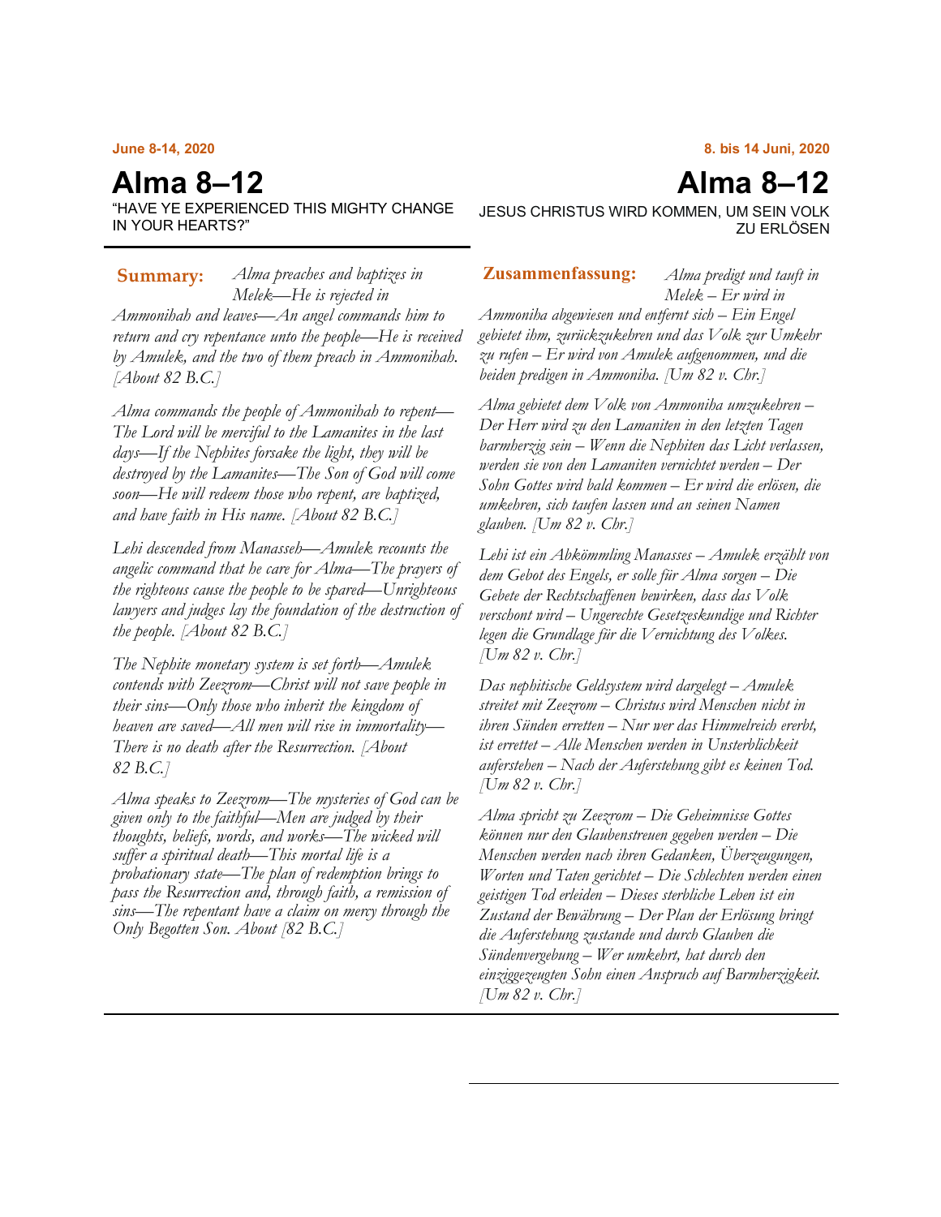**June 8-14, 2020**

# Alma 8–12

"HAVE YE EXPERIENCED THIS MIGHTY CHANGE IN YOUR HEARTS?"

**Summary:** *Alma preaches and baptizes in Melek—He is rejected in Ammonihah and leaves—An angel commands him to return and cry repentance unto the people—He is received by Amulek, and the two of them preach in Ammonihah. [About 82 B.C.]*

*Alma commands the people of Ammonihah to repent—The Lord will be merciful to the Lamanites in the last days—If the Nephites forsake the light, they will be destroyed by the Lamanites—The Son of God will come soon—He will redeem those who repent, are baptized, and have faith in His name. [About 82 B.C.]*

*Lehi descended from Manasseh—Amulek recounts the angelic command that he care for Alma—The prayers of the righteous cause the people to be spared—Unrighteous lawyers and judges lay the foundation of the destruction of the people. [About 82 B.C.]*

*The Nephite monetary system is set forth—Amulek contends with Zeezrom—Christ will not save people in their sins—Only those who inherit the kingdom of heaven are saved—All men will rise in immortality—There is no death after the Resurrection. [About 82 B.C.]*

*Alma speaks to Zeezrom—The mysteries of God can be given only to the faithful—Men are judged by their thoughts, beliefs, words, and works—The wicked will suffer a spiritual death—This mortal life is a probationary state—The plan of redemption brings to pass the Resurrection and, through faith, a remission of sins—The repentant have a claim on mercy through the Only Begotten Son. About [82 B.C.]*

**8. bis 14 Juni, 2020**

# Alma 8–12

JESUS CHRISTUS WIRD KOMMEN, UM SEIN VOLK ZU ERLÖSEN

**Zusammenfassung:** *Alma predigt und tauft in Melek – Er wird in Ammoniha abgewiesen und entfernt sich – Ein Engel gebietet ihm, zurückzukehren und das Volk zur Umkehr zu rufen – Er wird von Amulek aufgenommen, und die beiden predigen in Ammoniha. [Um 82 v. Chr.]*

*Alma gebietet dem Volk von Ammoniha umzukehren – Der Herr wird zu den Lamaniten in den letzten Tagen barmherzig sein – Wenn die Nephiten das Licht verlassen, werden sie von den Lamaniten vernichtet werden – Der Sohn Gottes wird bald kommen – Er wird die erlösen, die umkehren, sich taufen lassen und an seinen Namen glauben. [Um 82 v. Chr.]*

*Lehi ist ein Abkömmling Manasses – Amulek erzählt von dem Gebot des Engels, er solle für Alma sorgen – Die Gebete der Rechtschaffenen bewirken, dass das Volk verschont wird – Ungerechte Gesetzeskundige und Richter legen die Grundlage für die Vernichtung des Volkes. [Um 82 v. Chr.]*

*Das nephitische Geldsystem wird dargelegt – Amulek streitet mit Zeezrom – Christus wird Menschen nicht in ihren Sünden erretten – Nur wer das Himmelreich ererbt, ist errettet – Alle Menschen werden in Unsterblichkeit auferstehen – Nach der Auferstehung gibt es keinen Tod. [Um 82 v. Chr.]*

*Alma spricht zu Zeezrom – Die Geheimnisse Gottes können nur den Glaubenstreuen gegeben werden – Die Menschen werden nach ihren Gedanken, Überzeugungen, Worten und Taten gerichtet – Die Schlechten werden einen geistigen Tod erleiden – Dieses sterbliche Leben ist ein Zustand der Bewährung – Der Plan der Erlösung bringt die Auferstehung zustande und durch Glauben die Sündenvergebung – Wer umkehrt, hat durch den einziggezeugten Sohn einen Anspruch auf Barmherzigkeit. [Um 82 v. Chr.]*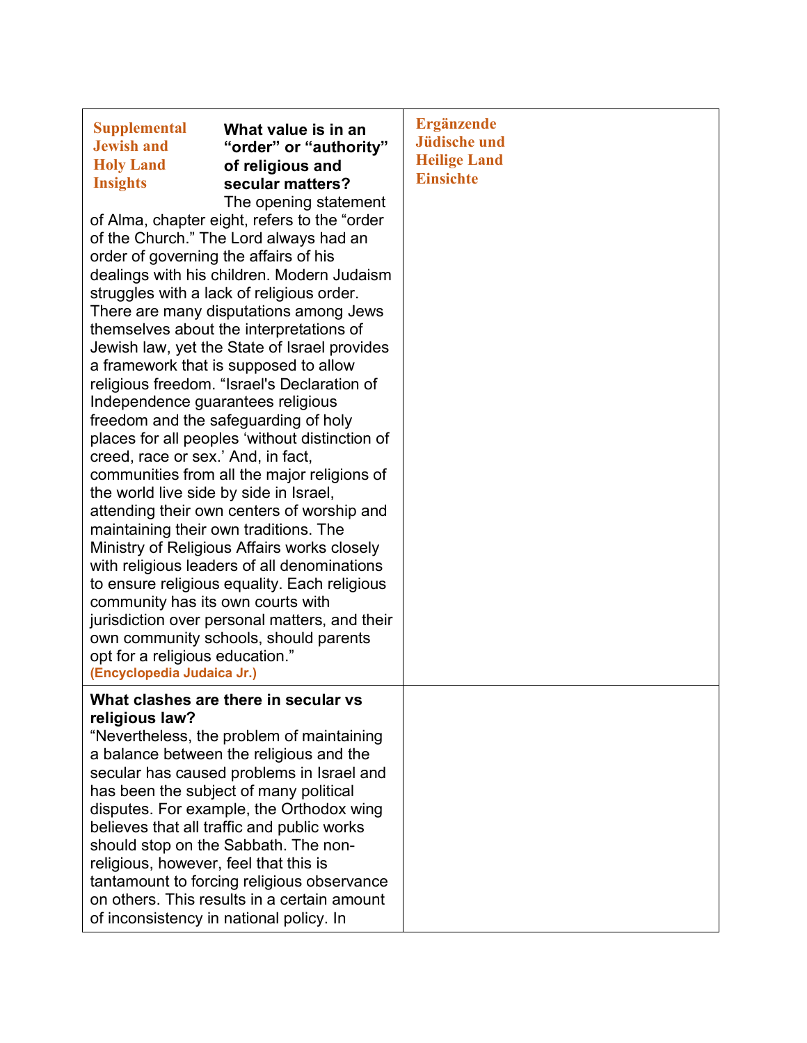| **Supplemental Jewish and Holy Land Insights** | **Ergänzende Jüdische und Heilige Land Einsichte** |
|---|---|
| **What value is in an "order" or "authority" of religious and secular matters?** The opening statement of Alma, chapter eight, refers to the "order of the Church." The Lord always had an order of governing the affairs of his dealings with his children. Modern Judaism struggles with a lack of religious order. There are many disputations among Jews themselves about the interpretations of Jewish law, yet the State of Israel provides a framework that is supposed to allow religious freedom. "Israel's Declaration of Independence guarantees religious freedom and the safeguarding of holy places for all peoples 'without distinction of creed, race or sex.' And, in fact, communities from all the major religions of the world live side by side in Israel, attending their own centers of worship and maintaining their own traditions. The Ministry of Religious Affairs works closely with religious leaders of all denominations to ensure religious equality. Each religious community has its own courts with jurisdiction over personal matters, and their own community schools, should parents opt for a religious education." **(Encyclopedia Judaica Jr.)** | |
| **What clashes are there in secular vs religious law?** "Nevertheless, the problem of maintaining a balance between the religious and the secular has caused problems in Israel and has been the subject of many political disputes. For example, the Orthodox wing believes that all traffic and public works should stop on the Sabbath. The non-religious, however, feel that this is tantamount to forcing religious observance on others. This results in a certain amount of inconsistency in national policy. In | |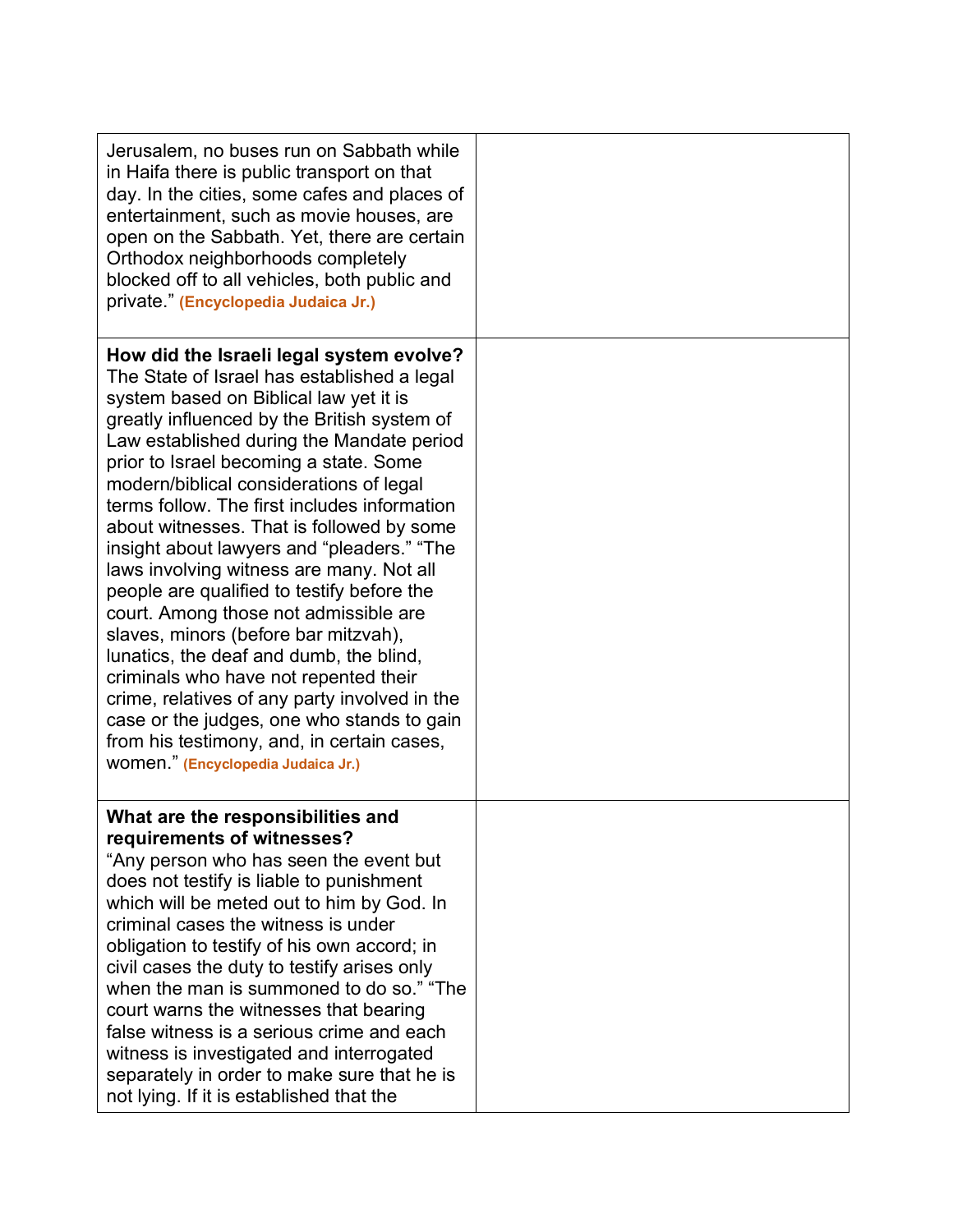| | |
|---|---|
| Jerusalem, no buses run on Sabbath while in Haifa there is public transport on that day. In the cities, some cafes and places of entertainment, such as movie houses, are open on the Sabbath. Yet, there are certain Orthodox neighborhoods completely blocked off to all vehicles, both public and private." **(Encyclopedia Judaica Jr.)** | |
| **How did the Israeli legal system evolve?** The State of Israel has established a legal system based on Biblical law yet it is greatly influenced by the British system of Law established during the Mandate period prior to Israel becoming a state. Some modern/biblical considerations of legal terms follow. The first includes information about witnesses. That is followed by some insight about lawyers and "pleaders." "The laws involving witness are many. Not all people are qualified to testify before the court. Among those not admissible are slaves, minors (before bar mitzvah), lunatics, the deaf and dumb, the blind, criminals who have not repented their crime, relatives of any party involved in the case or the judges, one who stands to gain from his testimony, and, in certain cases, women." **(Encyclopedia Judaica Jr.)** | |
| **What are the responsibilities and requirements of witnesses?** "Any person who has seen the event but does not testify is liable to punishment which will be meted out to him by God. In criminal cases the witness is under obligation to testify of his own accord; in civil cases the duty to testify arises only when the man is summoned to do so." "The court warns the witnesses that bearing false witness is a serious crime and each witness is investigated and interrogated separately in order to make sure that he is not lying. If it is established that the | |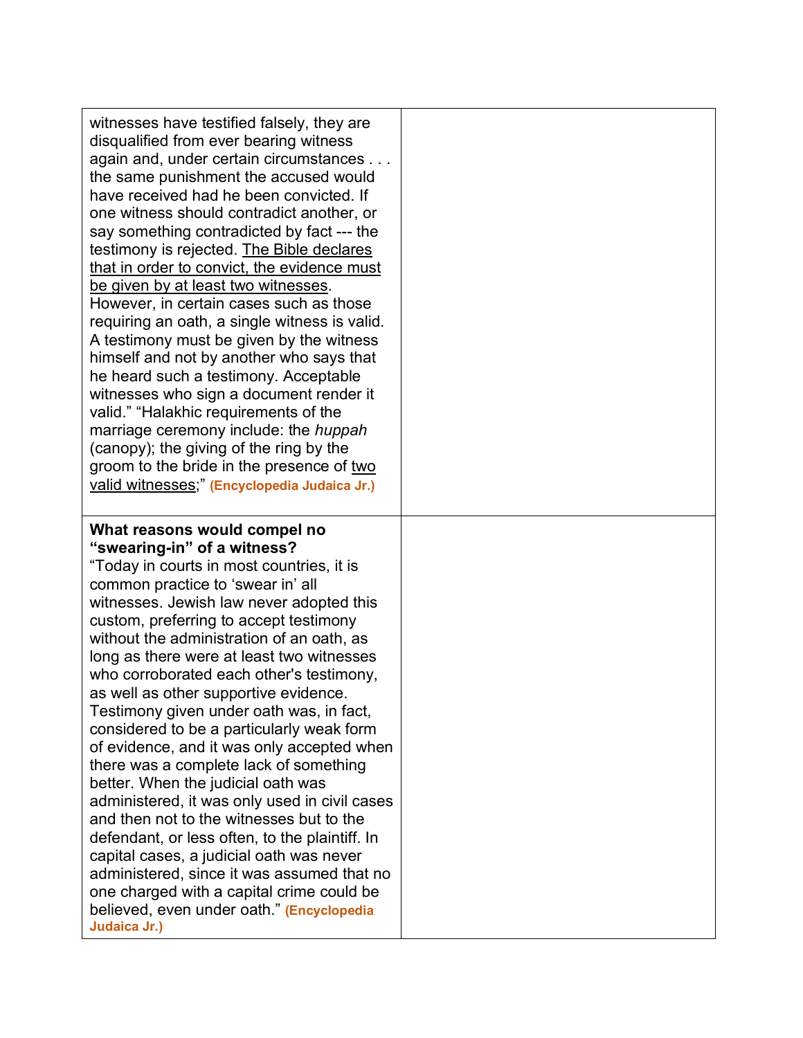| | |
|---|---|
| witnesses have testified falsely, they are disqualified from ever bearing witness again and, under certain circumstances . . . the same punishment the accused would have received had he been convicted. If one witness should contradict another, or say something contradicted by fact --- the testimony is rejected. <u>The Bible declares that in order to convict, the evidence must be given by at least two witnesses</u>. However, in certain cases such as those requiring an oath, a single witness is valid. A testimony must be given by the witness himself and not by another who says that he heard such a testimony. Acceptable witnesses who sign a document render it valid." "Halakhic requirements of the marriage ceremony include: the *huppah* (canopy); the giving of the ring by the groom to the bride in the presence of <u>two valid witnesses</u>;" **(Encyclopedia Judaica Jr.)** | |
| **What reasons would compel no "swearing-in" of a witness?**<br>"Today in courts in most countries, it is common practice to 'swear in' all witnesses. Jewish law never adopted this custom, preferring to accept testimony without the administration of an oath, as long as there were at least two witnesses who corroborated each other's testimony, as well as other supportive evidence. Testimony given under oath was, in fact, considered to be a particularly weak form of evidence, and it was only accepted when there was a complete lack of something better. When the judicial oath was administered, it was only used in civil cases and then not to the witnesses but to the defendant, or less often, to the plaintiff. In capital cases, a judicial oath was never administered, since it was assumed that no one charged with a capital crime could be believed, even under oath." **(Encyclopedia Judaica Jr.)** | |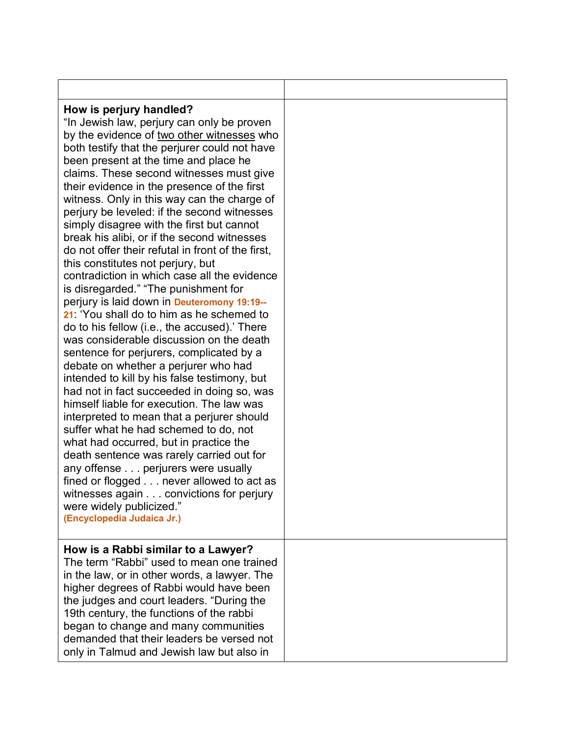| | |
|---|---|
| **How is perjury handled?** "In Jewish law, perjury can only be proven by the evidence of two other witnesses who both testify that the perjurer could not have been present at the time and place he claims. These second witnesses must give their evidence in the presence of the first witness. Only in this way can the charge of perjury be leveled: if the second witnesses simply disagree with the first but cannot break his alibi, or if the second witnesses do not offer their refutal in front of the first, this constitutes not perjury, but contradiction in which case all the evidence is disregarded." "The punishment for perjury is laid down in **Deuteromony 19:19--21**: 'You shall do to him as he schemed to do to his fellow (i.e., the accused).' There was considerable discussion on the death sentence for perjurers, complicated by a debate on whether a perjurer who had intended to kill by his false testimony, but had not in fact succeeded in doing so, was himself liable for execution. The law was interpreted to mean that a perjurer should suffer what he had schemed to do, not what had occurred, but in practice the death sentence was rarely carried out for any offense . . . perjurers were usually fined or flogged . . . never allowed to act as witnesses again . . . convictions for perjury were widely publicized." **(Encyclopedia Judaica Jr.)** | |
| **How is a Rabbi similar to a Lawyer?** The term "Rabbi" used to mean one trained in the law, or in other words, a lawyer. The higher degrees of Rabbi would have been the judges and court leaders. "During the 19th century, the functions of the rabbi began to change and many communities demanded that their leaders be versed not only in Talmud and Jewish law but also in | |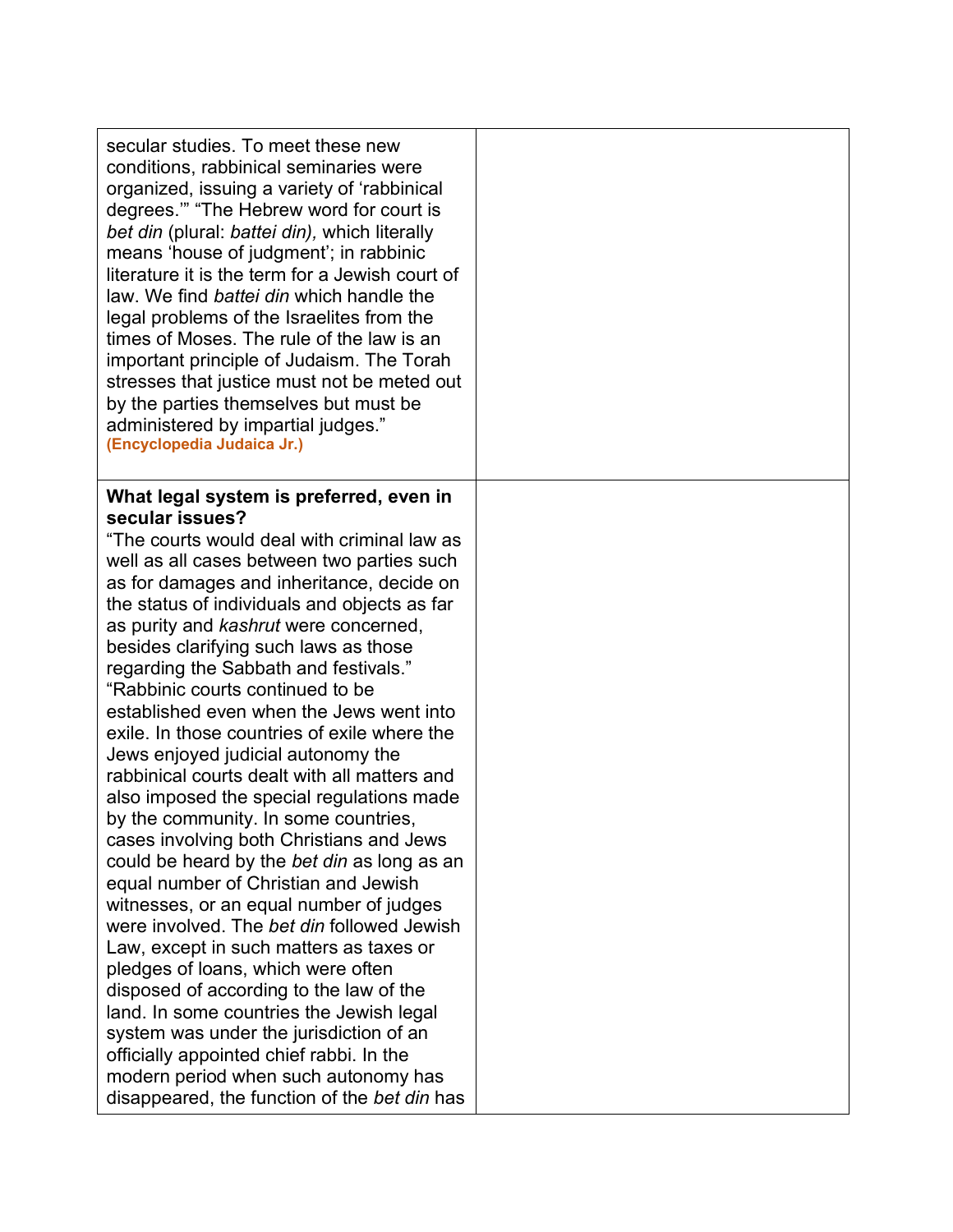| | |
|---|---|
| secular studies. To meet these new conditions, rabbinical seminaries were organized, issuing a variety of 'rabbinical degrees.'" "The Hebrew word for court is *bet din* (plural: *battei din),* which literally means 'house of judgment'; in rabbinic literature it is the term for a Jewish court of law. We find *battei din* which handle the legal problems of the Israelites from the times of Moses. The rule of the law is an important principle of Judaism. The Torah stresses that justice must not be meted out by the parties themselves but must be administered by impartial judges." **(Encyclopedia Judaica Jr.)** | |
| **What legal system is preferred, even in secular issues?** "The courts would deal with criminal law as well as all cases between two parties such as for damages and inheritance, decide on the status of individuals and objects as far as purity and *kashrut* were concerned, besides clarifying such laws as those regarding the Sabbath and festivals." "Rabbinic courts continued to be established even when the Jews went into exile. In those countries of exile where the Jews enjoyed judicial autonomy the rabbinical courts dealt with all matters and also imposed the special regulations made by the community. In some countries, cases involving both Christians and Jews could be heard by the *bet din* as long as an equal number of Christian and Jewish witnesses, or an equal number of judges were involved. The *bet din* followed Jewish Law, except in such matters as taxes or pledges of loans, which were often disposed of according to the law of the land. In some countries the Jewish legal system was under the jurisdiction of an officially appointed chief rabbi. In the modern period when such autonomy has disappeared, the function of the *bet din* has | |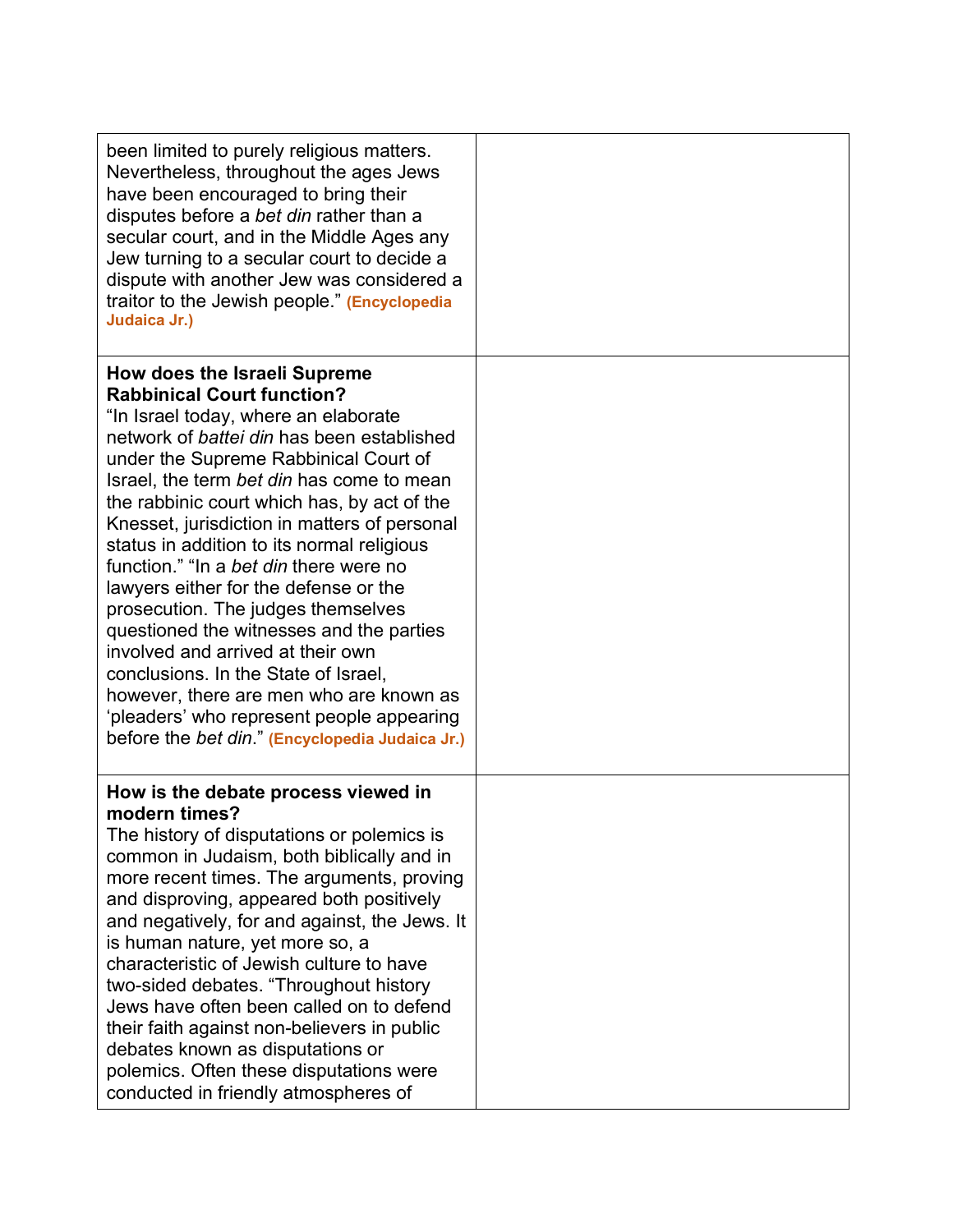| | |
|---|---|
| been limited to purely religious matters. Nevertheless, throughout the ages Jews have been encouraged to bring their disputes before a *bet din* rather than a secular court, and in the Middle Ages any Jew turning to a secular court to decide a dispute with another Jew was considered a traitor to the Jewish people." **(Encyclopedia Judaica Jr.)** | |
| **How does the Israeli Supreme Rabbinical Court function?** "In Israel today, where an elaborate network of *battei din* has been established under the Supreme Rabbinical Court of Israel, the term *bet din* has come to mean the rabbinic court which has, by act of the Knesset, jurisdiction in matters of personal status in addition to its normal religious function." "In a *bet din* there were no lawyers either for the defense or the prosecution. The judges themselves questioned the witnesses and the parties involved and arrived at their own conclusions. In the State of Israel, however, there are men who are known as 'pleaders' who represent people appearing before the *bet din*." **(Encyclopedia Judaica Jr.)** | |
| **How is the debate process viewed in modern times?** The history of disputations or polemics is common in Judaism, both biblically and in more recent times. The arguments, proving and disproving, appeared both positively and negatively, for and against, the Jews. It is human nature, yet more so, a characteristic of Jewish culture to have two-sided debates. "Throughout history Jews have often been called on to defend their faith against non-believers in public debates known as disputations or polemics. Often these disputations were conducted in friendly atmospheres of | |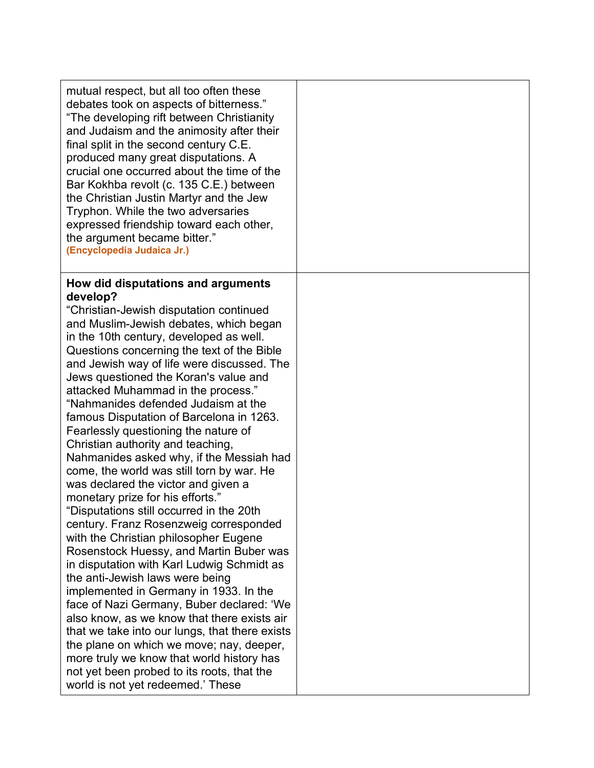| | |
|---|---|
| mutual respect, but all too often these debates took on aspects of bitterness." "The developing rift between Christianity and Judaism and the animosity after their final split in the second century C.E. produced many great disputations. A crucial one occurred about the time of the Bar Kokhba revolt (c. 135 C.E.) between the Christian Justin Martyr and the Jew Tryphon. While the two adversaries expressed friendship toward each other, the argument became bitter." **(Encyclopedia Judaica Jr.)** | |
| **How did disputations and arguments develop?** "Christian-Jewish disputation continued and Muslim-Jewish debates, which began in the 10th century, developed as well. Questions concerning the text of the Bible and Jewish way of life were discussed. The Jews questioned the Koran's value and attacked Muhammad in the process." "Nahmanides defended Judaism at the famous Disputation of Barcelona in 1263. Fearlessly questioning the nature of Christian authority and teaching, Nahmanides asked why, if the Messiah had come, the world was still torn by war. He was declared the victor and given a monetary prize for his efforts." "Disputations still occurred in the 20th century. Franz Rosenzweig corresponded with the Christian philosopher Eugene Rosenstock Huessy, and Martin Buber was in disputation with Karl Ludwig Schmidt as the anti-Jewish laws were being implemented in Germany in 1933. In the face of Nazi Germany, Buber declared: 'We also know, as we know that there exists air that we take into our lungs, that there exists the plane on which we move; nay, deeper, more truly we know that world history has not yet been probed to its roots, that the world is not yet redeemed.' These | |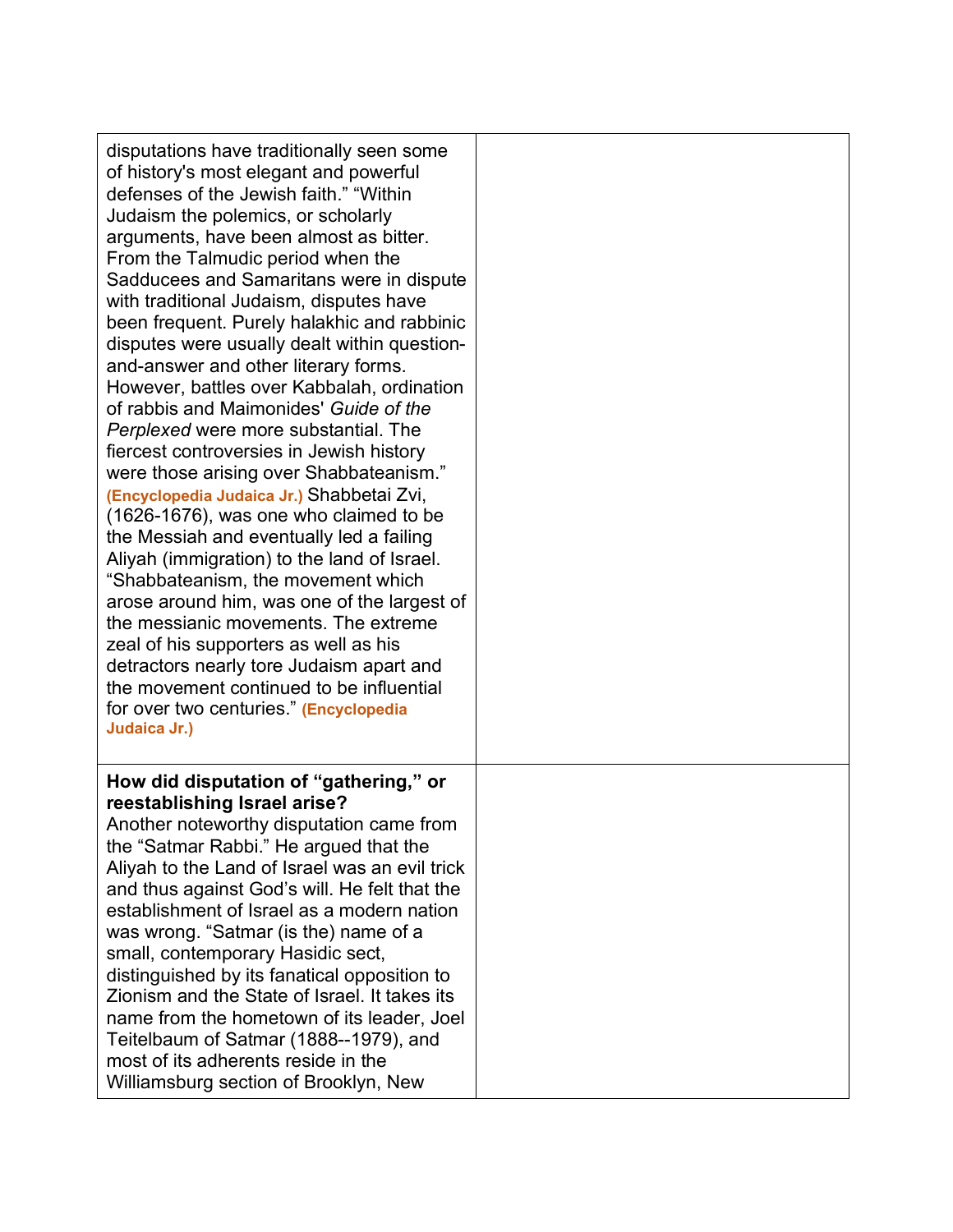| | |
|---|---|
| disputations have traditionally seen some of history's most elegant and powerful defenses of the Jewish faith." "Within Judaism the polemics, or scholarly arguments, have been almost as bitter. From the Talmudic period when the Sadducees and Samaritans were in dispute with traditional Judaism, disputes have been frequent. Purely halakhic and rabbinic disputes were usually dealt within question-and-answer and other literary forms. However, battles over Kabbalah, ordination of rabbis and Maimonides' *Guide of the Perplexed* were more substantial. The fiercest controversies in Jewish history were those arising over Shabbateanism." **(Encyclopedia Judaica Jr.)** Shabbetai Zvi, (1626-1676), was one who claimed to be the Messiah and eventually led a failing Aliyah (immigration) to the land of Israel. "Shabbateanism, the movement which arose around him, was one of the largest of the messianic movements. The extreme zeal of his supporters as well as his detractors nearly tore Judaism apart and the movement continued to be influential for over two centuries." **(Encyclopedia Judaica Jr.)** | |
| **How did disputation of "gathering," or reestablishing Israel arise?** Another noteworthy disputation came from the "Satmar Rabbi." He argued that the Aliyah to the Land of Israel was an evil trick and thus against God's will. He felt that the establishment of Israel as a modern nation was wrong. "Satmar (is the) name of a small, contemporary Hasidic sect, distinguished by its fanatical opposition to Zionism and the State of Israel. It takes its name from the hometown of its leader, Joel Teitelbaum of Satmar (1888--1979), and most of its adherents reside in the Williamsburg section of Brooklyn, New | |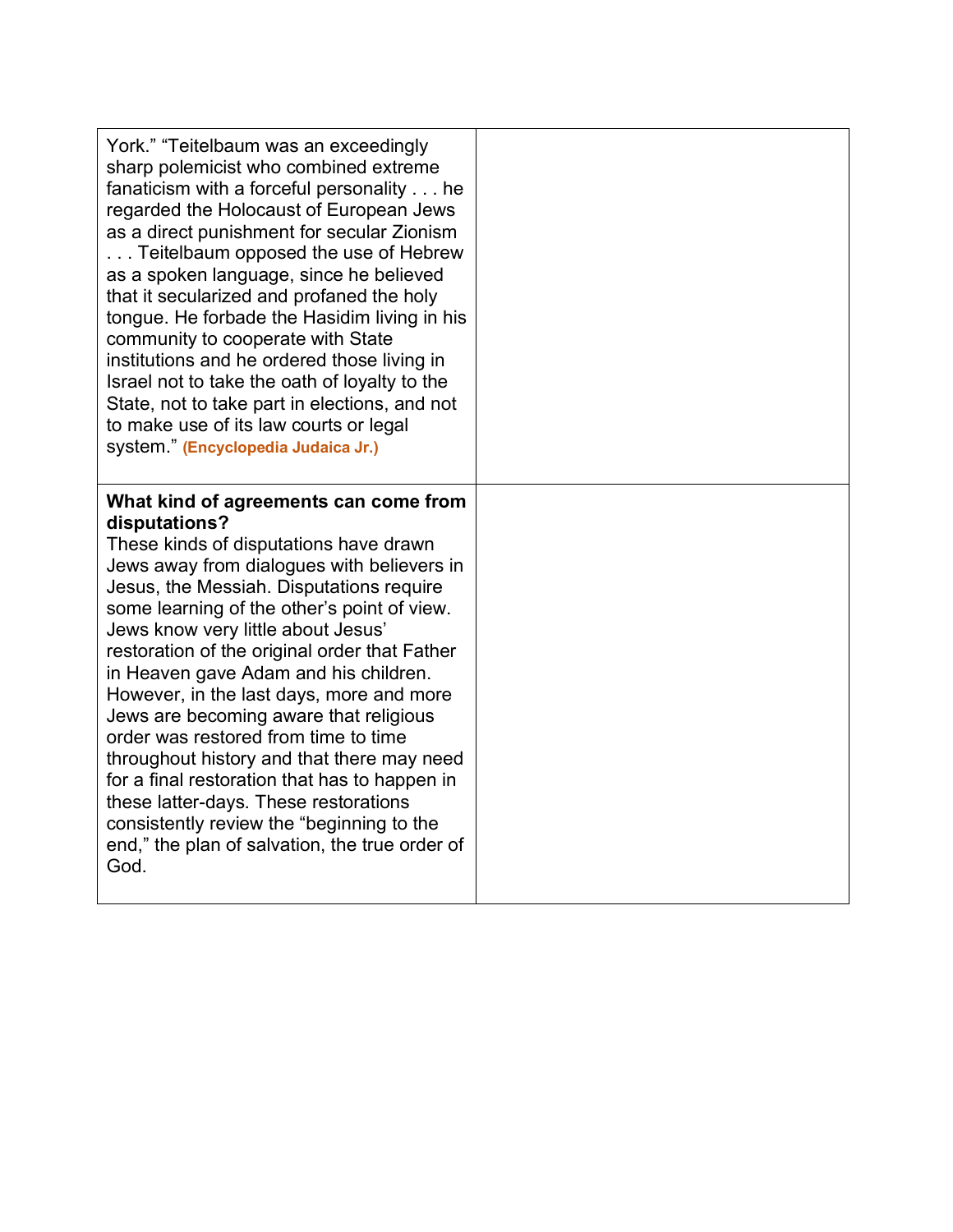| | |
|---|---|
| York." "Teitelbaum was an exceedingly sharp polemicist who combined extreme fanaticism with a forceful personality . . . he regarded the Holocaust of European Jews as a direct punishment for secular Zionism . . . Teitelbaum opposed the use of Hebrew as a spoken language, since he believed that it secularized and profaned the holy tongue. He forbade the Hasidim living in his community to cooperate with State institutions and he ordered those living in Israel not to take the oath of loyalty to the State, not to take part in elections, and not to make use of its law courts or legal system." **(Encyclopedia Judaica Jr.)** | |
| **What kind of agreements can come from disputations?** These kinds of disputations have drawn Jews away from dialogues with believers in Jesus, the Messiah. Disputations require some learning of the other's point of view. Jews know very little about Jesus' restoration of the original order that Father in Heaven gave Adam and his children. However, in the last days, more and more Jews are becoming aware that religious order was restored from time to time throughout history and that there may need for a final restoration that has to happen in these latter-days. These restorations consistently review the "beginning to the end," the plan of salvation, the true order of God. | |